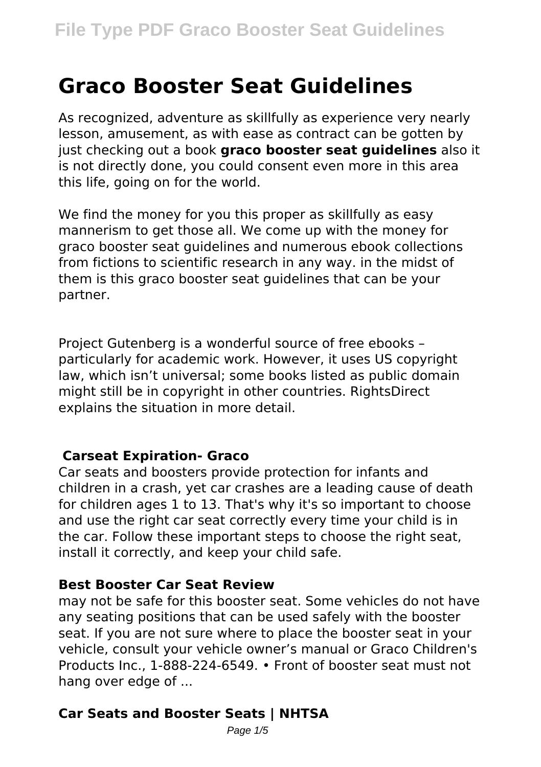# Graco Booster Seat Guidelines

As recognized, adventure as skillfully as experience very nearly lesson, amusement, as with ease as contract can be gotten by just checking out a book **graco booster seat guidelines** also it is not directly done, you could consent even more in this area this life, going on for the world.

We find the money for you this proper as skillfully as easy mannerism to get those all. We come up with the money for graco booster seat guidelines and numerous ebook collections from fictions to scientific research in any way. in the midst of them is this graco booster seat guidelines that can be your partner.

Project Gutenberg is a wonderful source of free ebooks – particularly for academic work. However, it uses US copyright law, which isn't universal; some books listed as public domain might still be in copyright in other countries. RightsDirect explains the situation in more detail.

### Carseat Expiration- Graco

Car seats and boosters provide protection for infants and children in a crash, yet car crashes are a leading cause of death for children ages 1 to 13. That's why it's so important to choose and use the right car seat correctly every time your child is in the car. Follow these important steps to choose the right seat, install it correctly, and keep your child safe.

### Best Booster Car Seat Review

may not be safe for this booster seat. Some vehicles do not have any seating positions that can be used safely with the booster seat. If you are not sure where to place the booster seat in your vehicle, consult your vehicle owner's manual or Graco Children's Products Inc., 1-888-224-6549. • Front of booster seat must not hang over edge of ...

### Car Seats and Booster Seats | NHTSA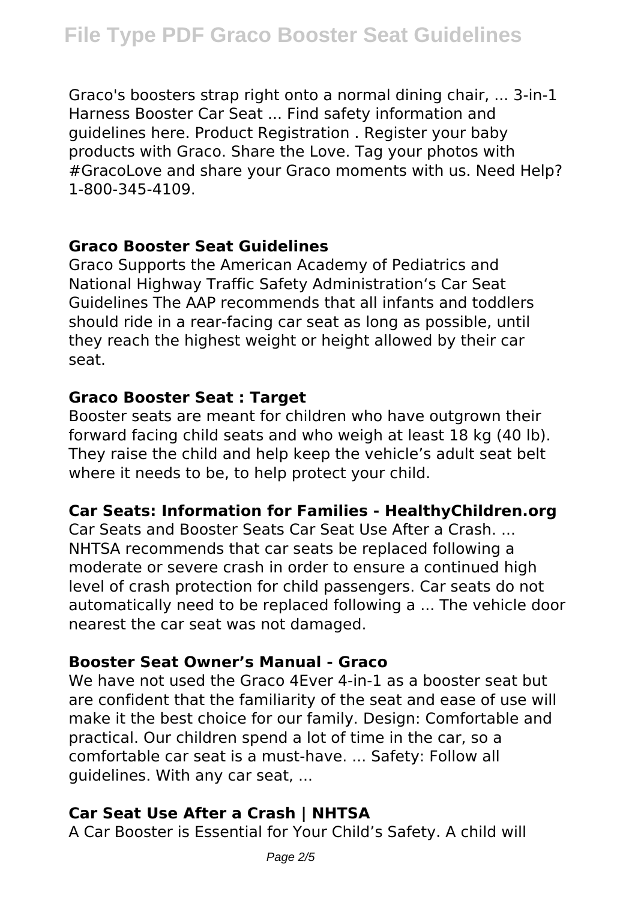Graco's boosters strap right onto a normal dining chair, ... 3-in-1 Harness Booster Car Seat ... Find safety information and guidelines here. Product Registration . Register your baby products with Graco. Share the Love. Tag your photos with #GracoLove and share your Graco moments with us. Need Help? 1-800-345-4109.

### Graco Booster Seat Guidelines

Graco Supports the American Academy of Pediatrics and National Highway Traffic Safety Administration's Car Seat Guidelines The AAP recommends that all infants and toddlers should ride in a rear-facing car seat as long as possible, until they reach the highest weight or height allowed by their car seat.

### Graco Booster Seat : Target

Booster seats are meant for children who have outgrown their forward facing child seats and who weigh at least 18 kg (40 lb). They raise the child and help keep the vehicle's adult seat belt where it needs to be, to help protect your child.

### Car Seats: Information for Families - HealthyChildren.org

Car Seats and Booster Seats Car Seat Use After a Crash. ... NHTSA recommends that car seats be replaced following a moderate or severe crash in order to ensure a continued high level of crash protection for child passengers. Car seats do not automatically need to be replaced following a ... The vehicle door nearest the car seat was not damaged.

### Booster Seat Owner's Manual - Graco

We have not used the Graco 4Ever 4-in-1 as a booster seat but are confident that the familiarity of the seat and ease of use will make it the best choice for our family. Design: Comfortable and practical. Our children spend a lot of time in the car, so a comfortable car seat is a must-have. ... Safety: Follow all guidelines. With any car seat, ...

### Car Seat Use After a Crash | NHTSA

A Car Booster is Essential for Your Child's Safety. A child will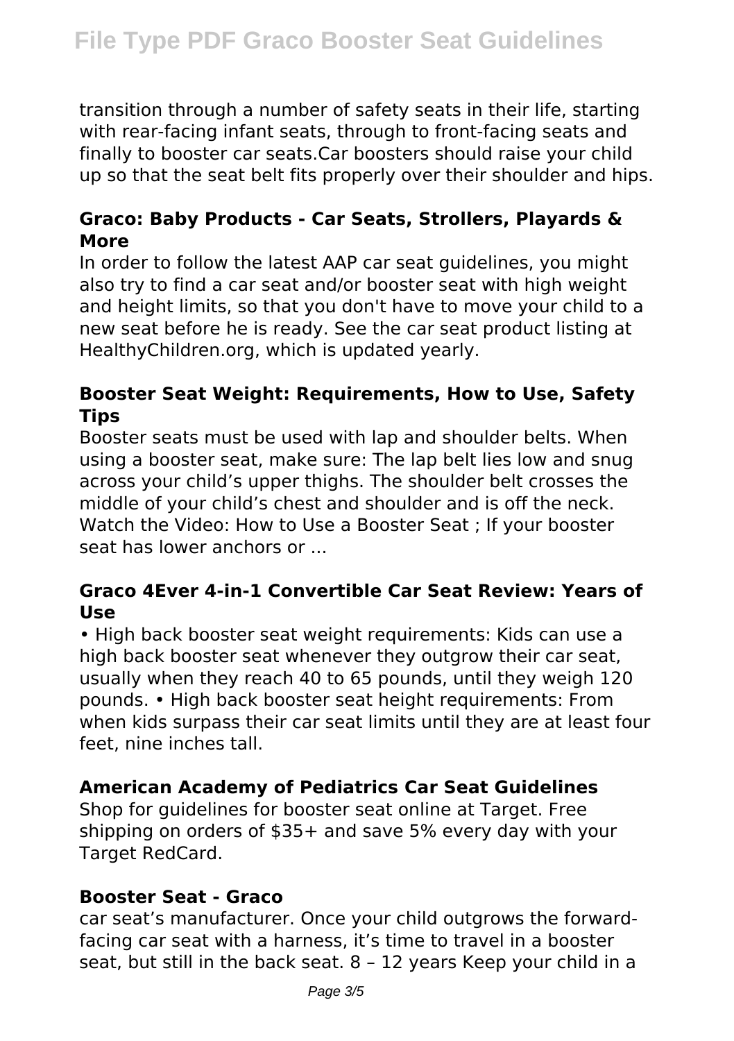transition through a number of safety seats in their life, starting with rear-facing infant seats, through to front-facing seats and finally to booster car seats.Car boosters should raise your child up so that the seat belt fits properly over their shoulder and hips.

### Graco: Baby Products - Car Seats, Strollers, Playards & More

In order to follow the latest AAP car seat guidelines, you might also try to find a car seat and/or booster seat with high weight and height limits, so that you don't have to move your child to a new seat before he is ready. See the car seat product listing at HealthyChildren.org, which is updated yearly.

### Booster Seat Weight: Requirements, How to Use, Safety Tips

Booster seats must be used with lap and shoulder belts. When using a booster seat, make sure: The lap belt lies low and snug across your child's upper thighs. The shoulder belt crosses the middle of your child's chest and shoulder and is off the neck. Watch the Video: How to Use a Booster Seat ; If your booster seat has lower anchors or ...

### Graco 4Ever 4-in-1 Convertible Car Seat Review: Years of Use

• High back booster seat weight requirements: Kids can use a high back booster seat whenever they outgrow their car seat, usually when they reach 40 to 65 pounds, until they weigh 120 pounds. • High back booster seat height requirements: From when kids surpass their car seat limits until they are at least four feet, nine inches tall.

### American Academy of Pediatrics Car Seat Guidelines

Shop for guidelines for booster seat online at Target. Free shipping on orders of $35+ and save 5% every day with your Target RedCard.

### Booster Seat - Graco

car seat's manufacturer. Once your child outgrows the forward-facing car seat with a harness, it's time to travel in a booster seat, but still in the back seat. 8 – 12 years Keep your child in a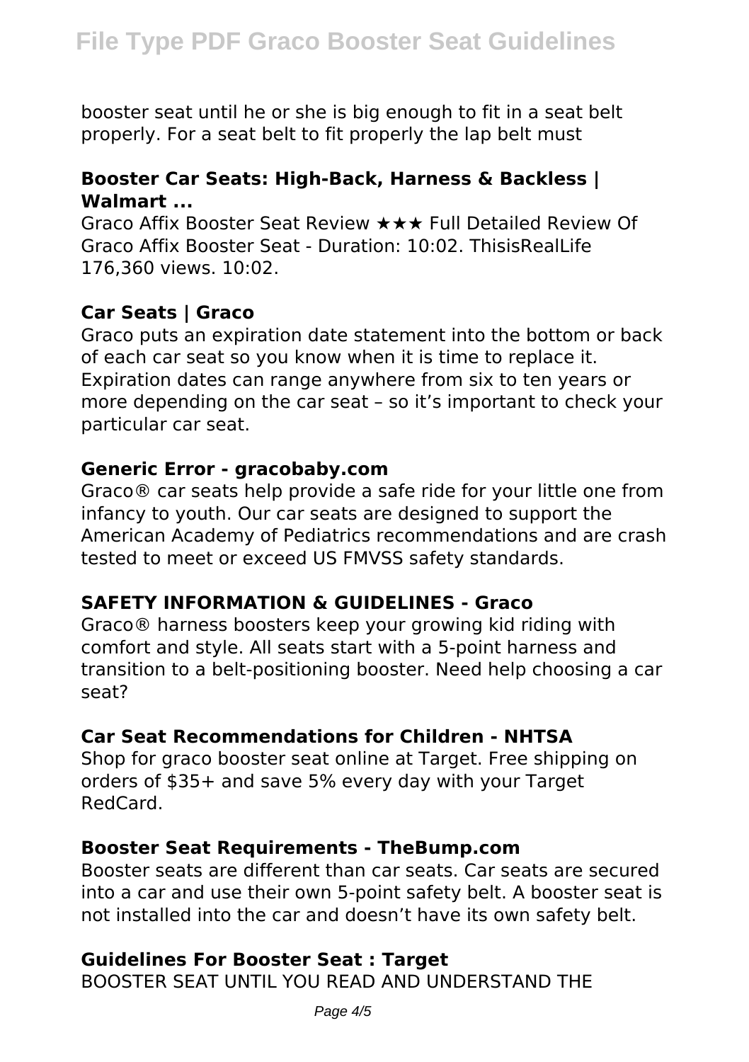booster seat until he or she is big enough to fit in a seat belt properly. For a seat belt to fit properly the lap belt must

### Booster Car Seats: High-Back, Harness & Backless | Walmart ...

Graco Affix Booster Seat Review ★★★ Full Detailed Review Of Graco Affix Booster Seat - Duration: 10:02. ThisisRealLife 176,360 views. 10:02.

### Car Seats | Graco

Graco puts an expiration date statement into the bottom or back of each car seat so you know when it is time to replace it. Expiration dates can range anywhere from six to ten years or more depending on the car seat – so it's important to check your particular car seat.

### Generic Error - gracobaby.com

Graco® car seats help provide a safe ride for your little one from infancy to youth. Our car seats are designed to support the American Academy of Pediatrics recommendations and are crash tested to meet or exceed US FMVSS safety standards.

### SAFETY INFORMATION & GUIDELINES - Graco

Graco® harness boosters keep your growing kid riding with comfort and style. All seats start with a 5-point harness and transition to a belt-positioning booster. Need help choosing a car seat?

### Car Seat Recommendations for Children - NHTSA

Shop for graco booster seat online at Target. Free shipping on orders of $35+ and save 5% every day with your Target RedCard.

### Booster Seat Requirements - TheBump.com

Booster seats are different than car seats. Car seats are secured into a car and use their own 5-point safety belt. A booster seat is not installed into the car and doesn't have its own safety belt.

### Guidelines For Booster Seat : Target

BOOSTER SEAT UNTIL YOU READ AND UNDERSTAND THE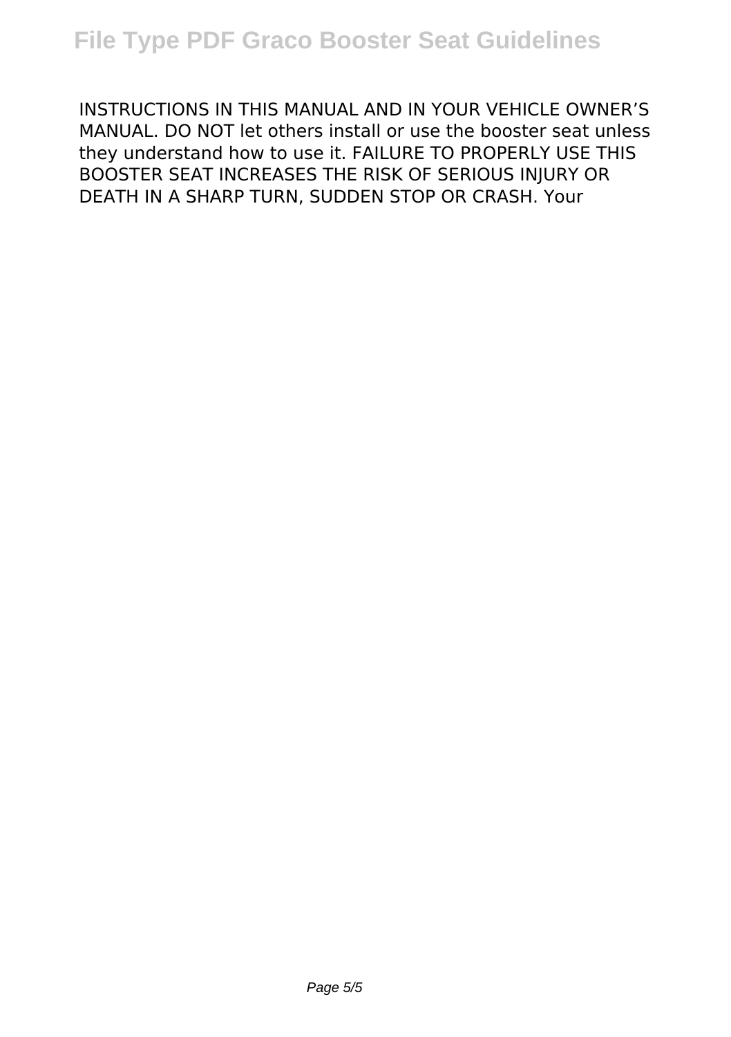INSTRUCTIONS IN THIS MANUAL AND IN YOUR VEHICLE OWNER'S MANUAL. DO NOT let others install or use the booster seat unless they understand how to use it. FAILURE TO PROPERLY USE THIS BOOSTER SEAT INCREASES THE RISK OF SERIOUS INJURY OR DEATH IN A SHARP TURN, SUDDEN STOP OR CRASH. Your